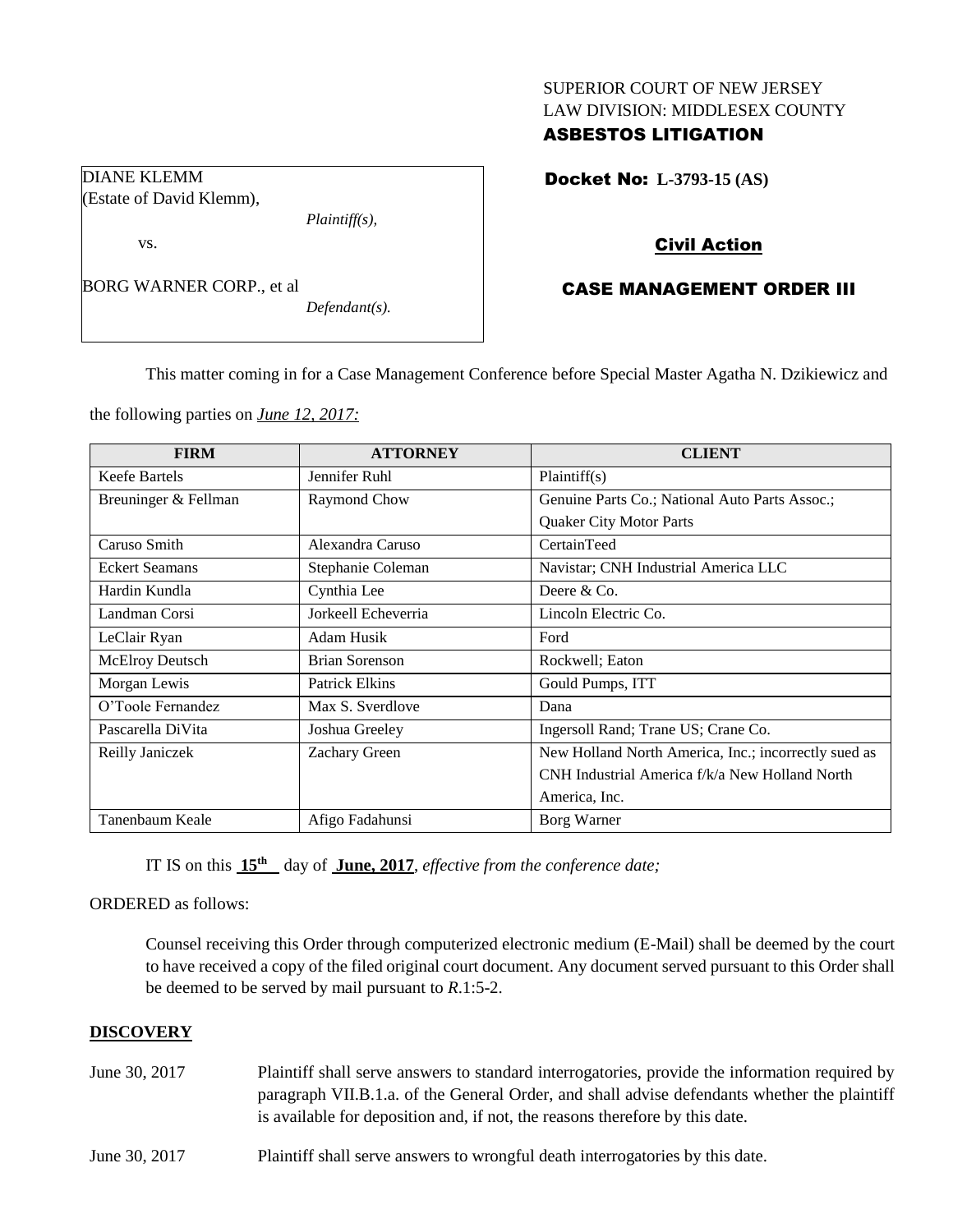SUPERIOR COURT OF NEW JERSEY
LAW DIVISION: MIDDLESEX COUNTY
**ASBESTOS LITIGATION**

DIANE KLEMM
(Estate of David Klemm),
*Plaintiff(s),*

vs.

BORG WARNER CORP., et al
*Defendant(s).*

**Docket No: L-3793-15 (AS)**

**Civil Action**

**CASE MANAGEMENT ORDER III**

This matter coming in for a Case Management Conference before Special Master Agatha N. Dzikiewicz and the following parties on *June 12, 2017:*

| FIRM | ATTORNEY | CLIENT |
|---|---|---|
| Keefe Bartels | Jennifer Ruhl | Plaintiff(s) |
| Breuninger & Fellman | Raymond Chow | Genuine Parts Co.; National Auto Parts Assoc.; Quaker City Motor Parts |
| Caruso Smith | Alexandra Caruso | CertainTeed |
| Eckert Seamans | Stephanie Coleman | Navistar; CNH Industrial America LLC |
| Hardin Kundla | Cynthia Lee | Deere & Co. |
| Landman Corsi | Jorkeell Echeverria | Lincoln Electric Co. |
| LeClair Ryan | Adam Husik | Ford |
| McElroy Deutsch | Brian Sorenson | Rockwell; Eaton |
| Morgan Lewis | Patrick Elkins | Gould Pumps, ITT |
| O'Toole Fernandez | Max S. Sverdlove | Dana |
| Pascarella DiVita | Joshua Greeley | Ingersoll Rand; Trane US; Crane Co. |
| Reilly Janiczek | Zachary Green | New Holland North America, Inc.; incorrectly sued as CNH Industrial America f/k/a New Holland North America, Inc. |
| Tanenbaum Keale | Afigo Fadahunsi | Borg Warner |

IT IS on this **15th** day of **June, 2017**, *effective from the conference date;*

ORDERED as follows:

Counsel receiving this Order through computerized electronic medium (E-Mail) shall be deemed by the court to have received a copy of the filed original court document. Any document served pursuant to this Order shall be deemed to be served by mail pursuant to *R*.1:5-2.

**DISCOVERY**

June 30, 2017 — Plaintiff shall serve answers to standard interrogatories, provide the information required by paragraph VII.B.1.a. of the General Order, and shall advise defendants whether the plaintiff is available for deposition and, if not, the reasons therefore by this date.

June 30, 2017 — Plaintiff shall serve answers to wrongful death interrogatories by this date.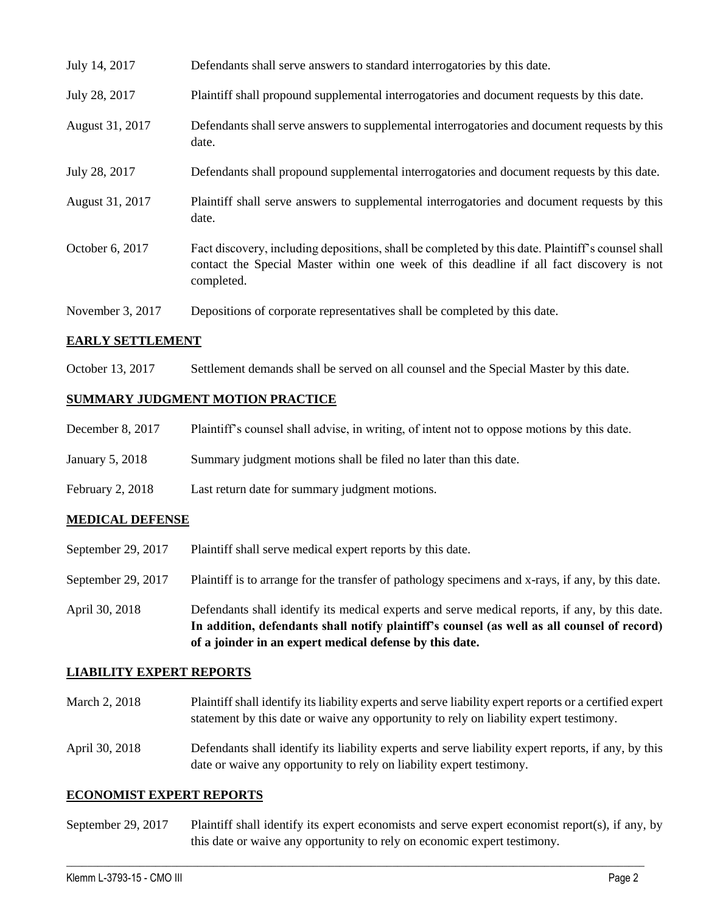| | |
|---|---|
| July 14, 2017 | Defendants shall serve answers to standard interrogatories by this date. |
| July 28, 2017 | Plaintiff shall propound supplemental interrogatories and document requests by this date. |
| August 31, 2017 | Defendants shall serve answers to supplemental interrogatories and document requests by this date. |
| July 28, 2017 | Defendants shall propound supplemental interrogatories and document requests by this date. |
| August 31, 2017 | Plaintiff shall serve answers to supplemental interrogatories and document requests by this date. |
| October 6, 2017 | Fact discovery, including depositions, shall be completed by this date. Plaintiff's counsel shall contact the Special Master within one week of this deadline if all fact discovery is not completed. |
| November 3, 2017 | Depositions of corporate representatives shall be completed by this date. |

## EARLY SETTLEMENT

| | |
|---|---|
| October 13, 2017 | Settlement demands shall be served on all counsel and the Special Master by this date. |

## SUMMARY JUDGMENT MOTION PRACTICE

| | |
|---|---|
| December 8, 2017 | Plaintiff's counsel shall advise, in writing, of intent not to oppose motions by this date. |
| January 5, 2018 | Summary judgment motions shall be filed no later than this date. |
| February 2, 2018 | Last return date for summary judgment motions. |

## MEDICAL DEFENSE

| | |
|---|---|
| September 29, 2017 | Plaintiff shall serve medical expert reports by this date. |
| September 29, 2017 | Plaintiff is to arrange for the transfer of pathology specimens and x-rays, if any, by this date. |
| April 30, 2018 | Defendants shall identify its medical experts and serve medical reports, if any, by this date. **In addition, defendants shall notify plaintiff's counsel (as well as all counsel of record) of a joinder in an expert medical defense by this date.** |

## LIABILITY EXPERT REPORTS

| | |
|---|---|
| March 2, 2018 | Plaintiff shall identify its liability experts and serve liability expert reports or a certified expert statement by this date or waive any opportunity to rely on liability expert testimony. |
| April 30, 2018 | Defendants shall identify its liability experts and serve liability expert reports, if any, by this date or waive any opportunity to rely on liability expert testimony. |

## ECONOMIST EXPERT REPORTS

| | |
|---|---|
| September 29, 2017 | Plaintiff shall identify its expert economists and serve expert economist report(s), if any, by this date or waive any opportunity to rely on economic expert testimony. |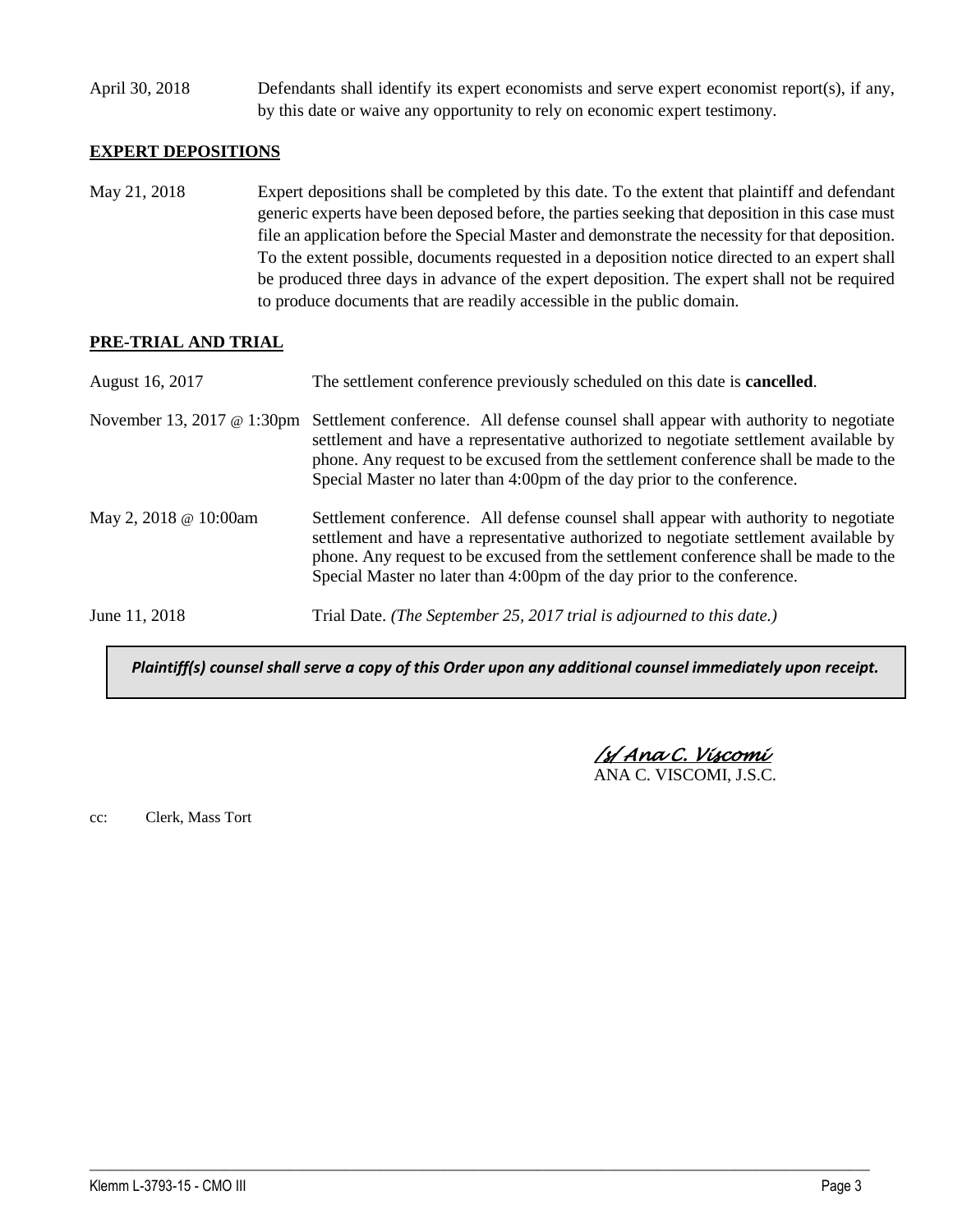| | |
|---|---|
| April 30, 2018 | Defendants shall identify its expert economists and serve expert economist report(s), if any, by this date or waive any opportunity to rely on economic expert testimony. |

## **EXPERT DEPOSITIONS**

| | |
|---|---|
| May 21, 2018 | Expert depositions shall be completed by this date. To the extent that plaintiff and defendant generic experts have been deposed before, the parties seeking that deposition in this case must file an application before the Special Master and demonstrate the necessity for that deposition. To the extent possible, documents requested in a deposition notice directed to an expert shall be produced three days in advance of the expert deposition. The expert shall not be required to produce documents that are readily accessible in the public domain. |

## **PRE-TRIAL AND TRIAL**

| | |
|---|---|
| August 16, 2017 | The settlement conference previously scheduled on this date is **cancelled**. |
| November 13, 2017 @ 1:30pm | Settlement conference. All defense counsel shall appear with authority to negotiate settlement and have a representative authorized to negotiate settlement available by phone. Any request to be excused from the settlement conference shall be made to the Special Master no later than 4:00pm of the day prior to the conference. |
| May 2, 2018 @ 10:00am | Settlement conference. All defense counsel shall appear with authority to negotiate settlement and have a representative authorized to negotiate settlement available by phone. Any request to be excused from the settlement conference shall be made to the Special Master no later than 4:00pm of the day prior to the conference. |
| June 11, 2018 | Trial Date. *(The September 25, 2017 trial is adjourned to this date.)* |

***Plaintiff(s) counsel shall serve a copy of this Order upon any additional counsel immediately upon receipt.***

*/s/ Ana C. Viscomi*
ANA C. VISCOMI, J.S.C.

cc: Clerk, Mass Tort